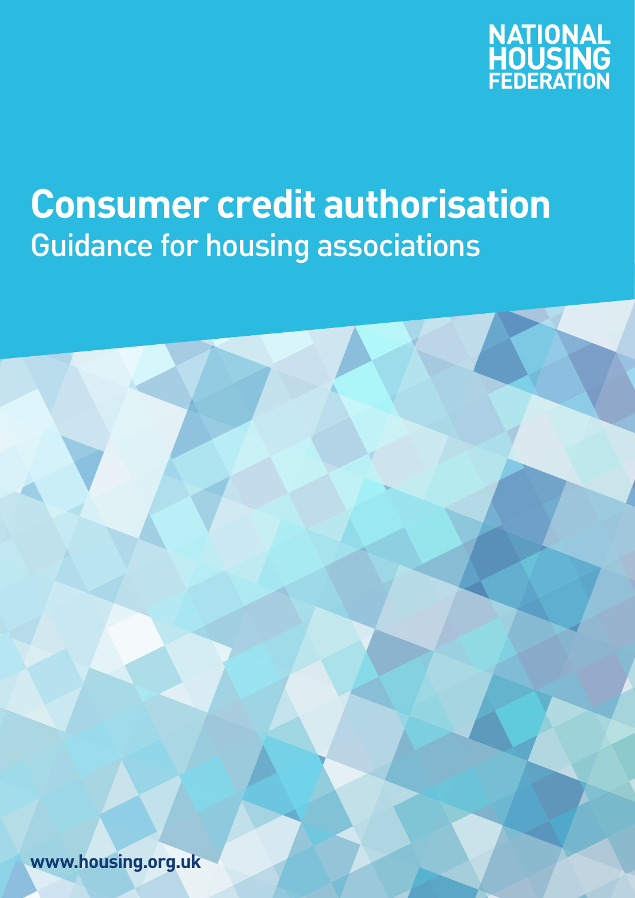NATIONAL HOUSING FEDERATION

# Consumer credit authorisation

## Guidance for housing associations

www.housing.org.uk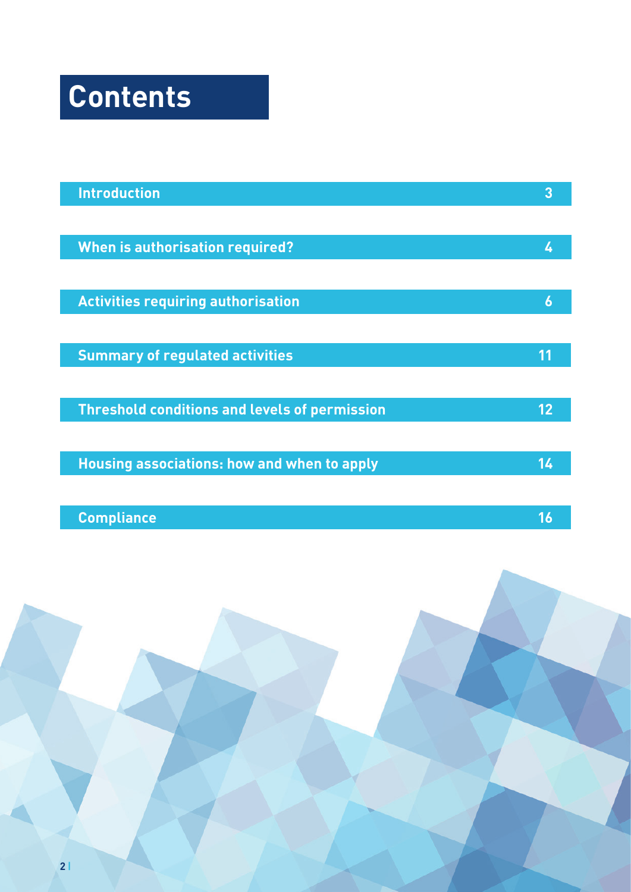# Contents

| Section | Page |
| --- | --- |
| Introduction | 3 |
| When is authorisation required? | 4 |
| Activities requiring authorisation | 6 |
| Summary of regulated activities | 11 |
| Threshold conditions and levels of permission | 12 |
| Housing associations: how and when to apply | 14 |
| Compliance | 16 |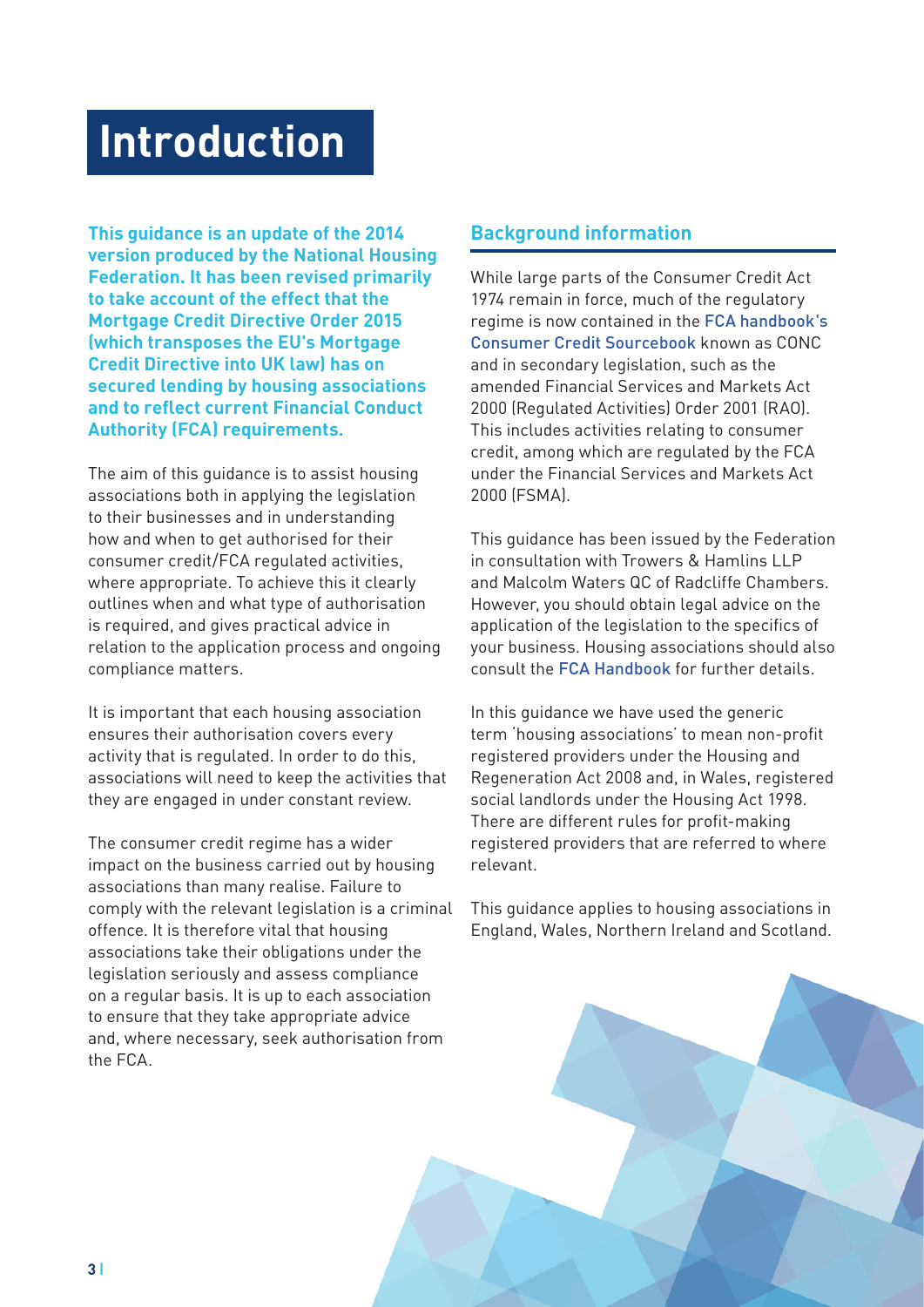# Introduction

**This guidance is an update of the 2014 version produced by the National Housing Federation. It has been revised primarily to take account of the effect that the Mortgage Credit Directive Order 2015 (which transposes the EU's Mortgage Credit Directive into UK law) has on secured lending by housing associations and to reflect current Financial Conduct Authority (FCA) requirements.**

The aim of this guidance is to assist housing associations both in applying the legislation to their businesses and in understanding how and when to get authorised for their consumer credit/FCA regulated activities, where appropriate. To achieve this it clearly outlines when and what type of authorisation is required, and gives practical advice in relation to the application process and ongoing compliance matters.

It is important that each housing association ensures their authorisation covers every activity that is regulated. In order to do this, associations will need to keep the activities that they are engaged in under constant review.

The consumer credit regime has a wider impact on the business carried out by housing associations than many realise. Failure to comply with the relevant legislation is a criminal offence. It is therefore vital that housing associations take their obligations under the legislation seriously and assess compliance on a regular basis. It is up to each association to ensure that they take appropriate advice and, where necessary, seek authorisation from the FCA.

## Background information

While large parts of the Consumer Credit Act 1974 remain in force, much of the regulatory regime is now contained in the FCA handbook's Consumer Credit Sourcebook known as CONC and in secondary legislation, such as the amended Financial Services and Markets Act 2000 (Regulated Activities) Order 2001 (RAO). This includes activities relating to consumer credit, among which are regulated by the FCA under the Financial Services and Markets Act 2000 (FSMA).

This guidance has been issued by the Federation in consultation with Trowers & Hamlins LLP and Malcolm Waters QC of Radcliffe Chambers. However, you should obtain legal advice on the application of the legislation to the specifics of your business. Housing associations should also consult the FCA Handbook for further details.

In this guidance we have used the generic term 'housing associations' to mean non-profit registered providers under the Housing and Regeneration Act 2008 and, in Wales, registered social landlords under the Housing Act 1998. There are different rules for profit-making registered providers that are referred to where relevant.

This guidance applies to housing associations in England, Wales, Northern Ireland and Scotland.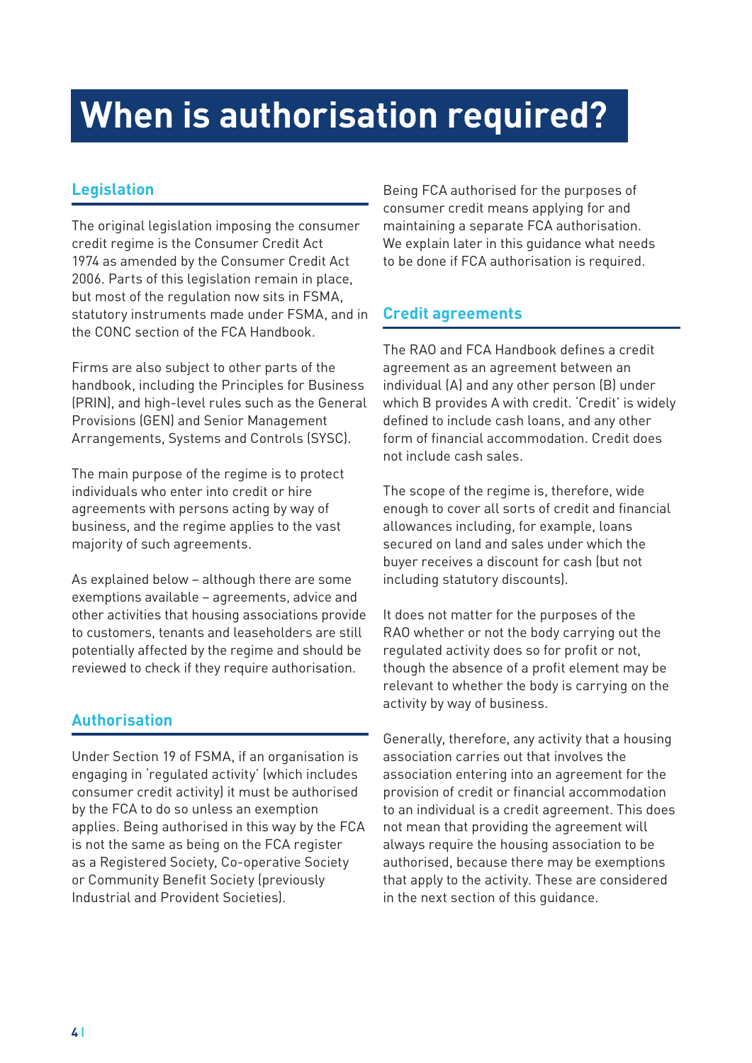# When is authorisation required?

## Legislation

The original legislation imposing the consumer credit regime is the Consumer Credit Act 1974 as amended by the Consumer Credit Act 2006. Parts of this legislation remain in place, but most of the regulation now sits in FSMA, statutory instruments made under FSMA, and in the CONC section of the FCA Handbook.

Firms are also subject to other parts of the handbook, including the Principles for Business (PRIN), and high-level rules such as the General Provisions (GEN) and Senior Management Arrangements, Systems and Controls (SYSC).

The main purpose of the regime is to protect individuals who enter into credit or hire agreements with persons acting by way of business, and the regime applies to the vast majority of such agreements.

As explained below – although there are some exemptions available – agreements, advice and other activities that housing associations provide to customers, tenants and leaseholders are still potentially affected by the regime and should be reviewed to check if they require authorisation.

## Authorisation

Under Section 19 of FSMA, if an organisation is engaging in 'regulated activity' (which includes consumer credit activity) it must be authorised by the FCA to do so unless an exemption applies. Being authorised in this way by the FCA is not the same as being on the FCA register as a Registered Society, Co-operative Society or Community Benefit Society (previously Industrial and Provident Societies).

Being FCA authorised for the purposes of consumer credit means applying for and maintaining a separate FCA authorisation. We explain later in this guidance what needs to be done if FCA authorisation is required.

## Credit agreements

The RAO and FCA Handbook defines a credit agreement as an agreement between an individual (A) and any other person (B) under which B provides A with credit. 'Credit' is widely defined to include cash loans, and any other form of financial accommodation. Credit does not include cash sales.

The scope of the regime is, therefore, wide enough to cover all sorts of credit and financial allowances including, for example, loans secured on land and sales under which the buyer receives a discount for cash (but not including statutory discounts).

It does not matter for the purposes of the RAO whether or not the body carrying out the regulated activity does so for profit or not, though the absence of a profit element may be relevant to whether the body is carrying on the activity by way of business.

Generally, therefore, any activity that a housing association carries out that involves the association entering into an agreement for the provision of credit or financial accommodation to an individual is a credit agreement. This does not mean that providing the agreement will always require the housing association to be authorised, because there may be exemptions that apply to the activity. These are considered in the next section of this guidance.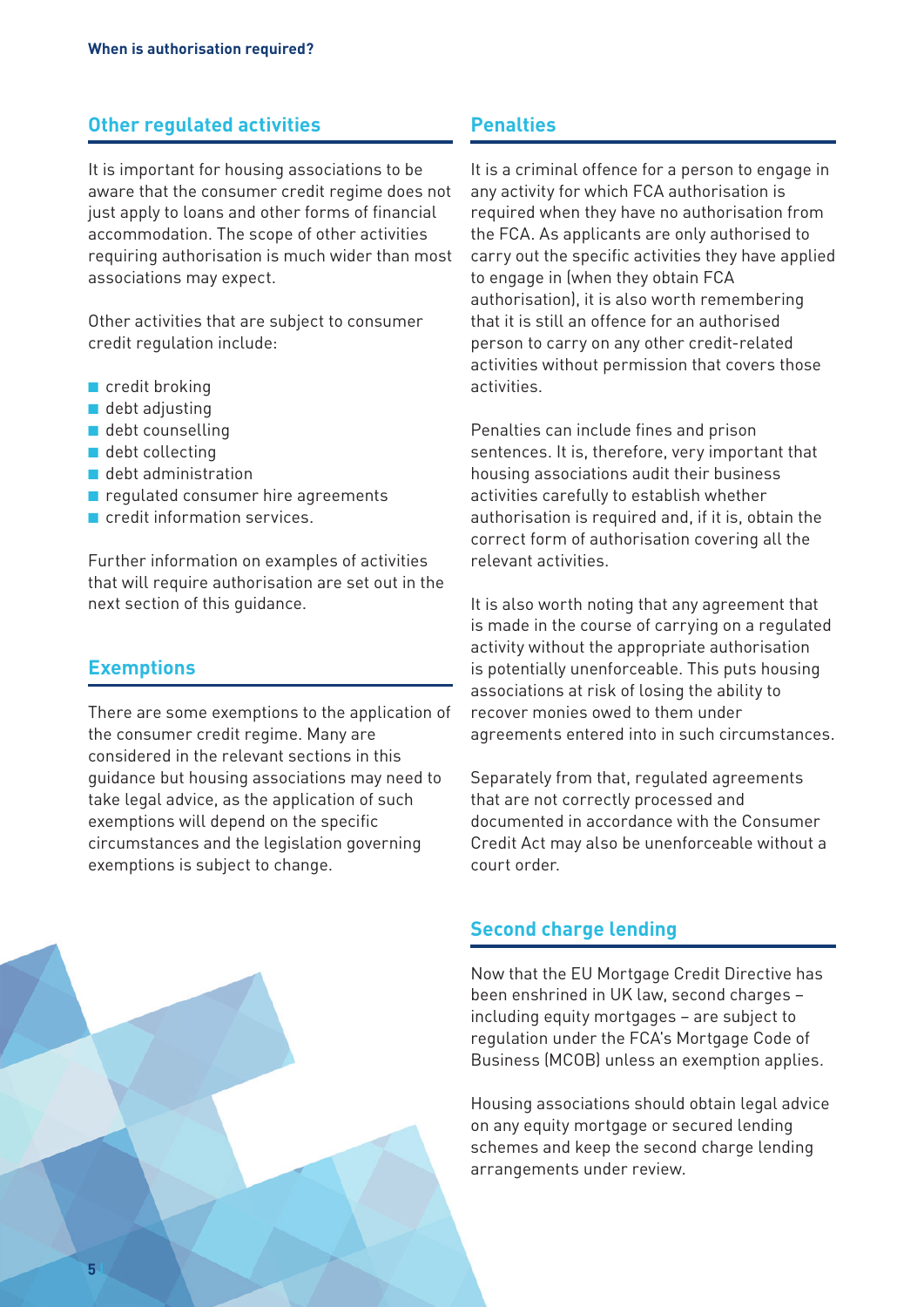## Other regulated activities

It is important for housing associations to be aware that the consumer credit regime does not just apply to loans and other forms of financial accommodation. The scope of other activities requiring authorisation is much wider than most associations may expect.

Other activities that are subject to consumer credit regulation include:

- credit broking
- debt adjusting
- debt counselling
- debt collecting
- debt administration
- regulated consumer hire agreements
- credit information services.

Further information on examples of activities that will require authorisation are set out in the next section of this guidance.

## Exemptions

There are some exemptions to the application of the consumer credit regime. Many are considered in the relevant sections in this guidance but housing associations may need to take legal advice, as the application of such exemptions will depend on the specific circumstances and the legislation governing exemptions is subject to change.

## Penalties

It is a criminal offence for a person to engage in any activity for which FCA authorisation is required when they have no authorisation from the FCA. As applicants are only authorised to carry out the specific activities they have applied to engage in (when they obtain FCA authorisation), it is also worth remembering that it is still an offence for an authorised person to carry on any other credit-related activities without permission that covers those activities.

Penalties can include fines and prison sentences. It is, therefore, very important that housing associations audit their business activities carefully to establish whether authorisation is required and, if it is, obtain the correct form of authorisation covering all the relevant activities.

It is also worth noting that any agreement that is made in the course of carrying on a regulated activity without the appropriate authorisation is potentially unenforceable. This puts housing associations at risk of losing the ability to recover monies owed to them under agreements entered into in such circumstances.

Separately from that, regulated agreements that are not correctly processed and documented in accordance with the Consumer Credit Act may also be unenforceable without a court order.

## Second charge lending

Now that the EU Mortgage Credit Directive has been enshrined in UK law, second charges – including equity mortgages – are subject to regulation under the FCA's Mortgage Code of Business (MCOB) unless an exemption applies.

Housing associations should obtain legal advice on any equity mortgage or secured lending schemes and keep the second charge lending arrangements under review.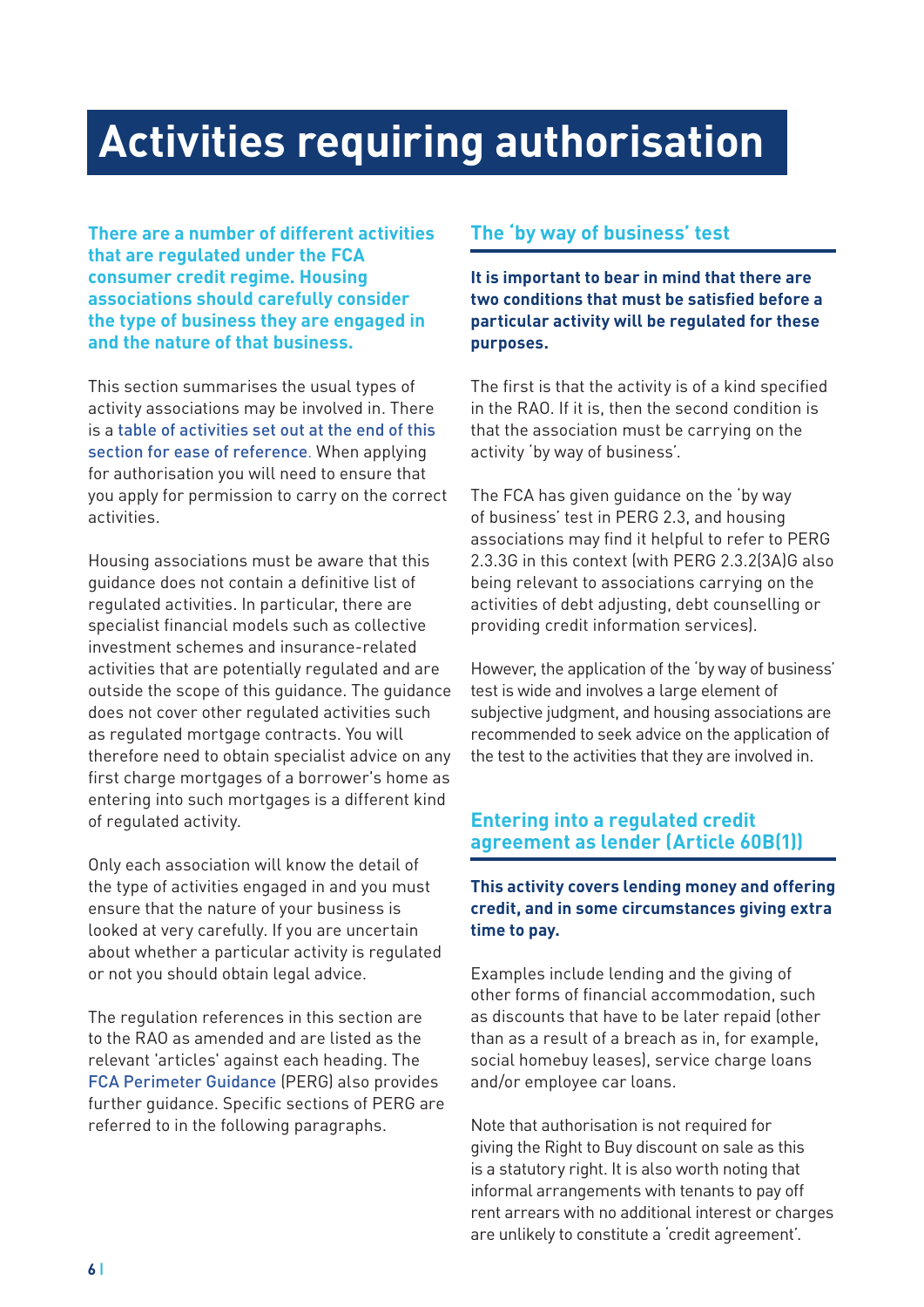# Activities requiring authorisation

**There are a number of different activities that are regulated under the FCA consumer credit regime. Housing associations should carefully consider the type of business they are engaged in and the nature of that business.**

This section summarises the usual types of activity associations may be involved in. There is a table of activities set out at the end of this section for ease of reference. When applying for authorisation you will need to ensure that you apply for permission to carry on the correct activities.

Housing associations must be aware that this guidance does not contain a definitive list of regulated activities. In particular, there are specialist financial models such as collective investment schemes and insurance-related activities that are potentially regulated and are outside the scope of this guidance. The guidance does not cover other regulated activities such as regulated mortgage contracts. You will therefore need to obtain specialist advice on any first charge mortgages of a borrower's home as entering into such mortgages is a different kind of regulated activity.

Only each association will know the detail of the type of activities engaged in and you must ensure that the nature of your business is looked at very carefully. If you are uncertain about whether a particular activity is regulated or not you should obtain legal advice.

The regulation references in this section are to the RAO as amended and are listed as the relevant 'articles' against each heading. The FCA Perimeter Guidance (PERG) also provides further guidance. Specific sections of PERG are referred to in the following paragraphs.

## The 'by way of business' test

**It is important to bear in mind that there are two conditions that must be satisfied before a particular activity will be regulated for these purposes.**

The first is that the activity is of a kind specified in the RAO. If it is, then the second condition is that the association must be carrying on the activity 'by way of business'.

The FCA has given guidance on the 'by way of business' test in PERG 2.3, and housing associations may find it helpful to refer to PERG 2.3.3G in this context (with PERG 2.3.2(3A)G also being relevant to associations carrying on the activities of debt adjusting, debt counselling or providing credit information services).

However, the application of the 'by way of business' test is wide and involves a large element of subjective judgment, and housing associations are recommended to seek advice on the application of the test to the activities that they are involved in.

## Entering into a regulated credit agreement as lender (Article 60B(1))

**This activity covers lending money and offering credit, and in some circumstances giving extra time to pay.**

Examples include lending and the giving of other forms of financial accommodation, such as discounts that have to be later repaid (other than as a result of a breach as in, for example, social homebuy leases), service charge loans and/or employee car loans.

Note that authorisation is not required for giving the Right to Buy discount on sale as this is a statutory right. It is also worth noting that informal arrangements with tenants to pay off rent arrears with no additional interest or charges are unlikely to constitute a 'credit agreement'.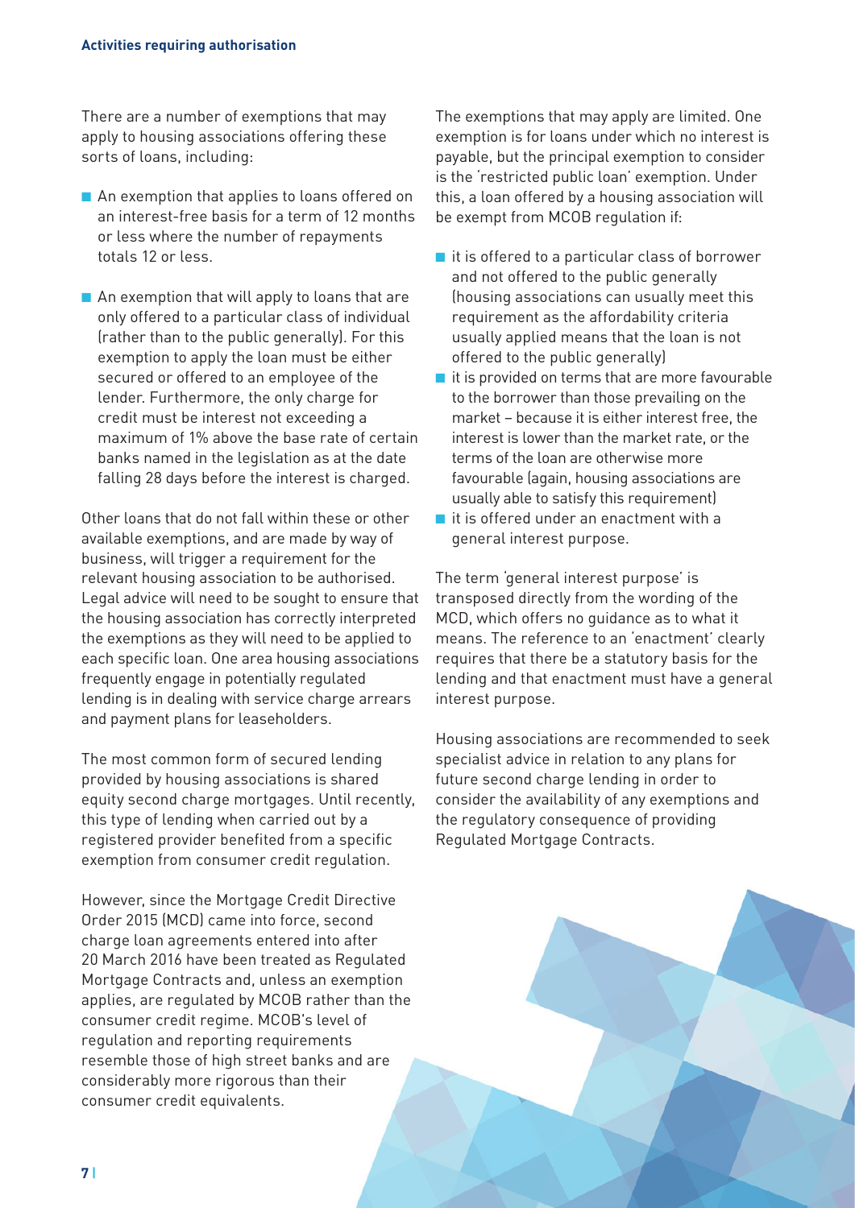There are a number of exemptions that may apply to housing associations offering these sorts of loans, including:

- An exemption that applies to loans offered on an interest-free basis for a term of 12 months or less where the number of repayments totals 12 or less.
- An exemption that will apply to loans that are only offered to a particular class of individual (rather than to the public generally). For this exemption to apply the loan must be either secured or offered to an employee of the lender. Furthermore, the only charge for credit must be interest not exceeding a maximum of 1% above the base rate of certain banks named in the legislation as at the date falling 28 days before the interest is charged.

Other loans that do not fall within these or other available exemptions, and are made by way of business, will trigger a requirement for the relevant housing association to be authorised. Legal advice will need to be sought to ensure that the housing association has correctly interpreted the exemptions as they will need to be applied to each specific loan. One area housing associations frequently engage in potentially regulated lending is in dealing with service charge arrears and payment plans for leaseholders.

The most common form of secured lending provided by housing associations is shared equity second charge mortgages. Until recently, this type of lending when carried out by a registered provider benefited from a specific exemption from consumer credit regulation.

However, since the Mortgage Credit Directive Order 2015 (MCD) came into force, second charge loan agreements entered into after 20 March 2016 have been treated as Regulated Mortgage Contracts and, unless an exemption applies, are regulated by MCOB rather than the consumer credit regime. MCOB's level of regulation and reporting requirements resemble those of high street banks and are considerably more rigorous than their consumer credit equivalents.

The exemptions that may apply are limited. One exemption is for loans under which no interest is payable, but the principal exemption to consider is the 'restricted public loan' exemption. Under this, a loan offered by a housing association will be exempt from MCOB regulation if:

- it is offered to a particular class of borrower and not offered to the public generally (housing associations can usually meet this requirement as the affordability criteria usually applied means that the loan is not offered to the public generally)
- it is provided on terms that are more favourable to the borrower than those prevailing on the market – because it is either interest free, the interest is lower than the market rate, or the terms of the loan are otherwise more favourable (again, housing associations are usually able to satisfy this requirement)
- it is offered under an enactment with a general interest purpose.

The term 'general interest purpose' is transposed directly from the wording of the MCD, which offers no guidance as to what it means. The reference to an 'enactment' clearly requires that there be a statutory basis for the lending and that enactment must have a general interest purpose.

Housing associations are recommended to seek specialist advice in relation to any plans for future second charge lending in order to consider the availability of any exemptions and the regulatory consequence of providing Regulated Mortgage Contracts.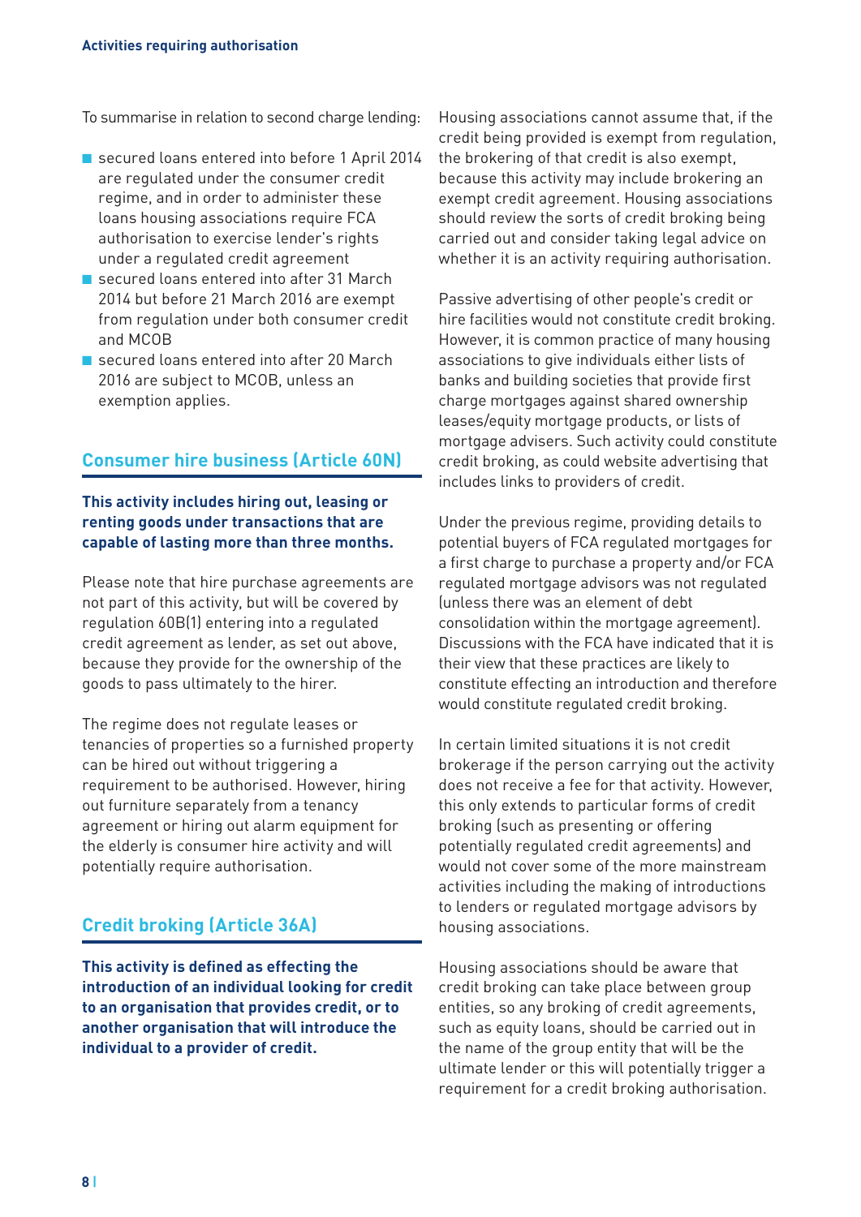To summarise in relation to second charge lending:

- secured loans entered into before 1 April 2014 are regulated under the consumer credit regime, and in order to administer these loans housing associations require FCA authorisation to exercise lender's rights under a regulated credit agreement
- secured loans entered into after 31 March 2014 but before 21 March 2016 are exempt from regulation under both consumer credit and MCOB
- secured loans entered into after 20 March 2016 are subject to MCOB, unless an exemption applies.

## Consumer hire business (Article 60N)

**This activity includes hiring out, leasing or renting goods under transactions that are capable of lasting more than three months.**

Please note that hire purchase agreements are not part of this activity, but will be covered by regulation 60B(1) entering into a regulated credit agreement as lender, as set out above, because they provide for the ownership of the goods to pass ultimately to the hirer.

The regime does not regulate leases or tenancies of properties so a furnished property can be hired out without triggering a requirement to be authorised. However, hiring out furniture separately from a tenancy agreement or hiring out alarm equipment for the elderly is consumer hire activity and will potentially require authorisation.

## Credit broking (Article 36A)

**This activity is defined as effecting the introduction of an individual looking for credit to an organisation that provides credit, or to another organisation that will introduce the individual to a provider of credit.**

Housing associations cannot assume that, if the credit being provided is exempt from regulation, the brokering of that credit is also exempt, because this activity may include brokering an exempt credit agreement. Housing associations should review the sorts of credit broking being carried out and consider taking legal advice on whether it is an activity requiring authorisation.

Passive advertising of other people's credit or hire facilities would not constitute credit broking. However, it is common practice of many housing associations to give individuals either lists of banks and building societies that provide first charge mortgages against shared ownership leases/equity mortgage products, or lists of mortgage advisers. Such activity could constitute credit broking, as could website advertising that includes links to providers of credit.

Under the previous regime, providing details to potential buyers of FCA regulated mortgages for a first charge to purchase a property and/or FCA regulated mortgage advisors was not regulated (unless there was an element of debt consolidation within the mortgage agreement). Discussions with the FCA have indicated that it is their view that these practices are likely to constitute effecting an introduction and therefore would constitute regulated credit broking.

In certain limited situations it is not credit brokerage if the person carrying out the activity does not receive a fee for that activity. However, this only extends to particular forms of credit broking (such as presenting or offering potentially regulated credit agreements) and would not cover some of the more mainstream activities including the making of introductions to lenders or regulated mortgage advisors by housing associations.

Housing associations should be aware that credit broking can take place between group entities, so any broking of credit agreements, such as equity loans, should be carried out in the name of the group entity that will be the ultimate lender or this will potentially trigger a requirement for a credit broking authorisation.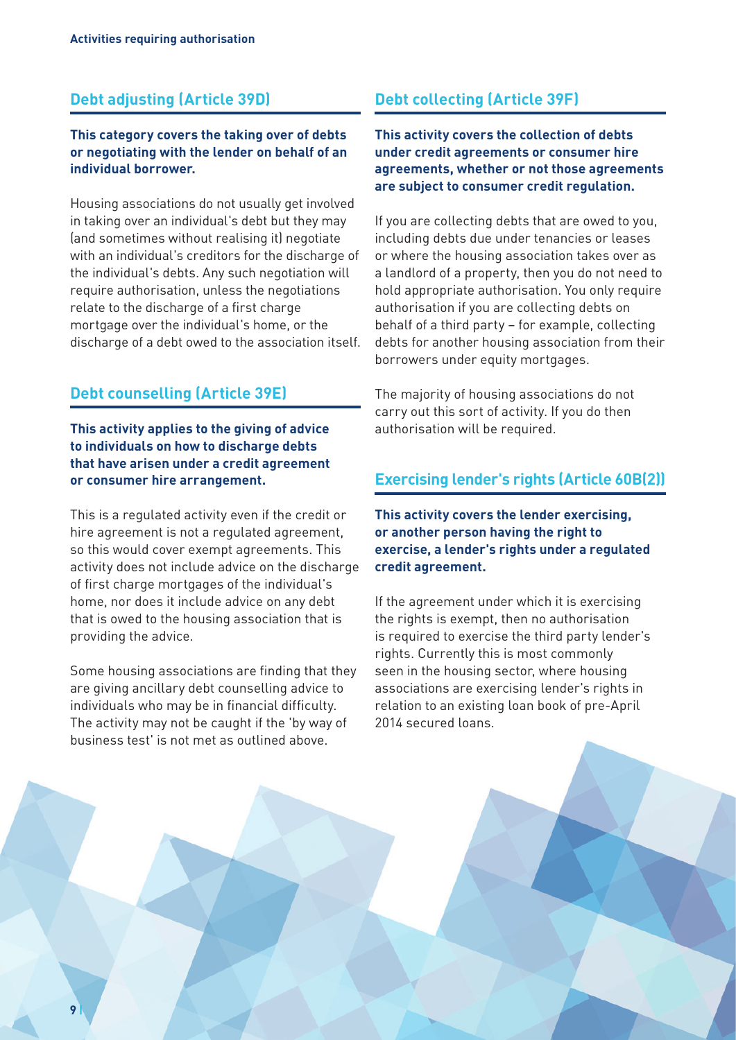## Debt adjusting (Article 39D)

**This category covers the taking over of debts or negotiating with the lender on behalf of an individual borrower.**

Housing associations do not usually get involved in taking over an individual's debt but they may (and sometimes without realising it) negotiate with an individual's creditors for the discharge of the individual's debts. Any such negotiation will require authorisation, unless the negotiations relate to the discharge of a first charge mortgage over the individual's home, or the discharge of a debt owed to the association itself.

## Debt counselling (Article 39E)

**This activity applies to the giving of advice to individuals on how to discharge debts that have arisen under a credit agreement or consumer hire arrangement.**

This is a regulated activity even if the credit or hire agreement is not a regulated agreement, so this would cover exempt agreements. This activity does not include advice on the discharge of first charge mortgages of the individual's home, nor does it include advice on any debt that is owed to the housing association that is providing the advice.

Some housing associations are finding that they are giving ancillary debt counselling advice to individuals who may be in financial difficulty. The activity may not be caught if the 'by way of business test' is not met as outlined above.

## Debt collecting (Article 39F)

**This activity covers the collection of debts under credit agreements or consumer hire agreements, whether or not those agreements are subject to consumer credit regulation.**

If you are collecting debts that are owed to you, including debts due under tenancies or leases or where the housing association takes over as a landlord of a property, then you do not need to hold appropriate authorisation. You only require authorisation if you are collecting debts on behalf of a third party – for example, collecting debts for another housing association from their borrowers under equity mortgages.

The majority of housing associations do not carry out this sort of activity. If you do then authorisation will be required.

## Exercising lender's rights (Article 60B(2))

**This activity covers the lender exercising, or another person having the right to exercise, a lender's rights under a regulated credit agreement.**

If the agreement under which it is exercising the rights is exempt, then no authorisation is required to exercise the third party lender's rights. Currently this is most commonly seen in the housing sector, where housing associations are exercising lender's rights in relation to an existing loan book of pre-April 2014 secured loans.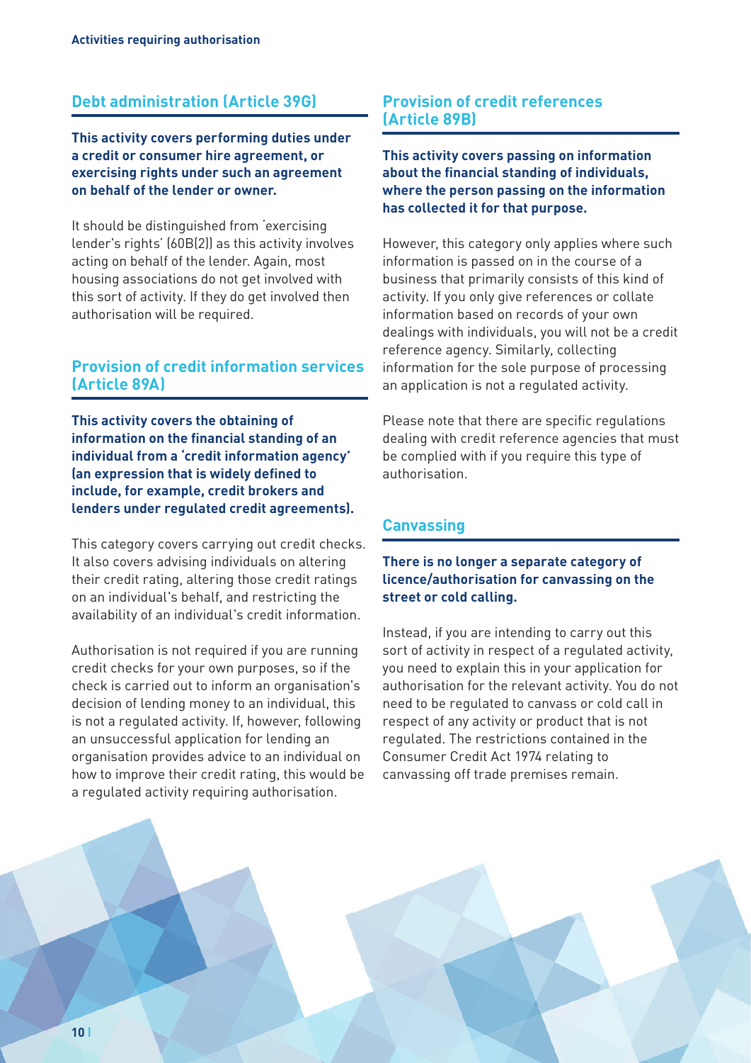## Debt administration (Article 39G)

**This activity covers performing duties under a credit or consumer hire agreement, or exercising rights under such an agreement on behalf of the lender or owner.**

It should be distinguished from 'exercising lender's rights' (60B(2)) as this activity involves acting on behalf of the lender. Again, most housing associations do not get involved with this sort of activity. If they do get involved then authorisation will be required.

## Provision of credit information services (Article 89A)

**This activity covers the obtaining of information on the financial standing of an individual from a 'credit information agency' (an expression that is widely defined to include, for example, credit brokers and lenders under regulated credit agreements).**

This category covers carrying out credit checks. It also covers advising individuals on altering their credit rating, altering those credit ratings on an individual's behalf, and restricting the availability of an individual's credit information.

Authorisation is not required if you are running credit checks for your own purposes, so if the check is carried out to inform an organisation's decision of lending money to an individual, this is not a regulated activity. If, however, following an unsuccessful application for lending an organisation provides advice to an individual on how to improve their credit rating, this would be a regulated activity requiring authorisation.

## Provision of credit references (Article 89B)

**This activity covers passing on information about the financial standing of individuals, where the person passing on the information has collected it for that purpose.**

However, this category only applies where such information is passed on in the course of a business that primarily consists of this kind of activity. If you only give references or collate information based on records of your own dealings with individuals, you will not be a credit reference agency. Similarly, collecting information for the sole purpose of processing an application is not a regulated activity.

Please note that there are specific regulations dealing with credit reference agencies that must be complied with if you require this type of authorisation.

## Canvassing

**There is no longer a separate category of licence/authorisation for canvassing on the street or cold calling.**

Instead, if you are intending to carry out this sort of activity in respect of a regulated activity, you need to explain this in your application for authorisation for the relevant activity. You do not need to be regulated to canvass or cold call in respect of any activity or product that is not regulated. The restrictions contained in the Consumer Credit Act 1974 relating to canvassing off trade premises remain.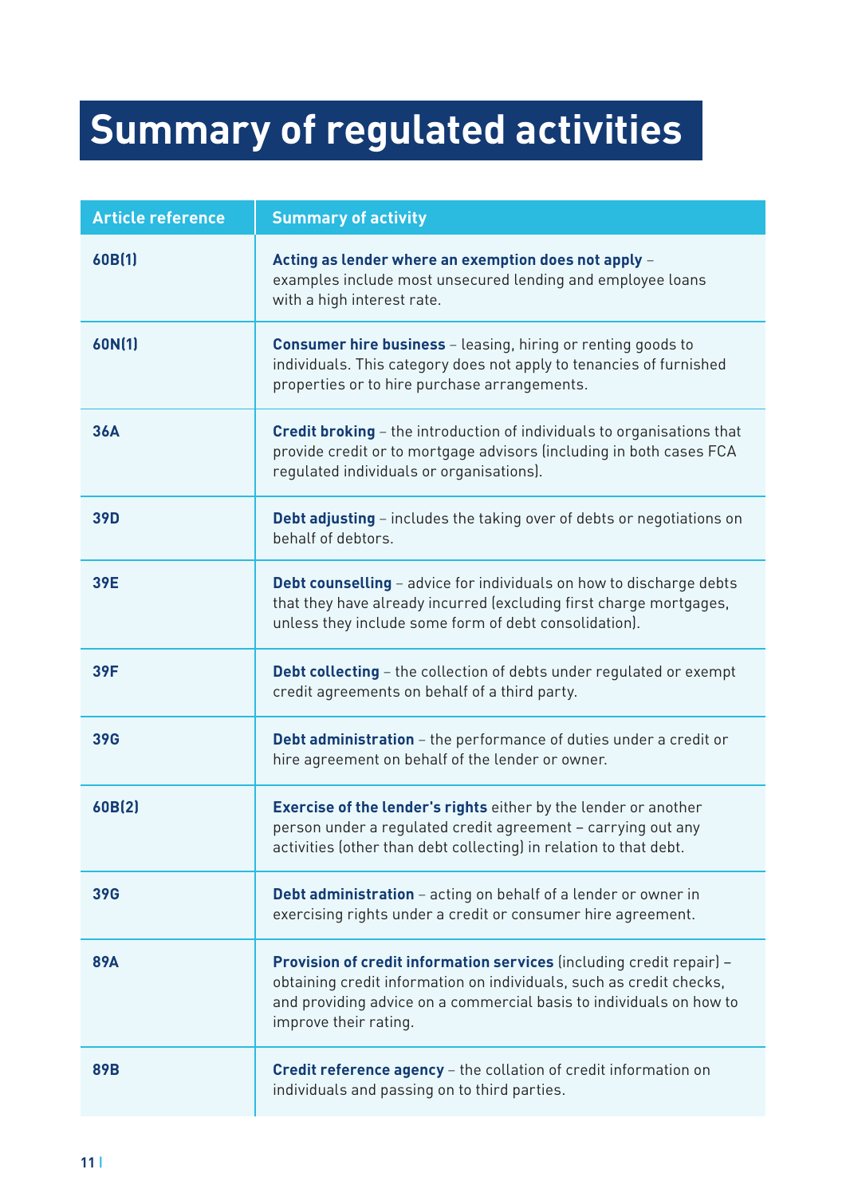# Summary of regulated activities

| Article reference | Summary of activity |
| --- | --- |
| **60B(1)** | **Acting as lender where an exemption does not apply** – examples include most unsecured lending and employee loans with a high interest rate. |
| **60N(1)** | **Consumer hire business** – leasing, hiring or renting goods to individuals. This category does not apply to tenancies of furnished properties or to hire purchase arrangements. |
| **36A** | **Credit broking** – the introduction of individuals to organisations that provide credit or to mortgage advisors (including in both cases FCA regulated individuals or organisations). |
| **39D** | **Debt adjusting** – includes the taking over of debts or negotiations on behalf of debtors. |
| **39E** | **Debt counselling** – advice for individuals on how to discharge debts that they have already incurred (excluding first charge mortgages, unless they include some form of debt consolidation). |
| **39F** | **Debt collecting** – the collection of debts under regulated or exempt credit agreements on behalf of a third party. |
| **39G** | **Debt administration** – the performance of duties under a credit or hire agreement on behalf of the lender or owner. |
| **60B(2)** | **Exercise of the lender's rights** either by the lender or another person under a regulated credit agreement – carrying out any activities (other than debt collecting) in relation to that debt. |
| **39G** | **Debt administration** – acting on behalf of a lender or owner in exercising rights under a credit or consumer hire agreement. |
| **89A** | **Provision of credit information services** (including credit repair) – obtaining credit information on individuals, such as credit checks, and providing advice on a commercial basis to individuals on how to improve their rating. |
| **89B** | **Credit reference agency** – the collation of credit information on individuals and passing on to third parties. |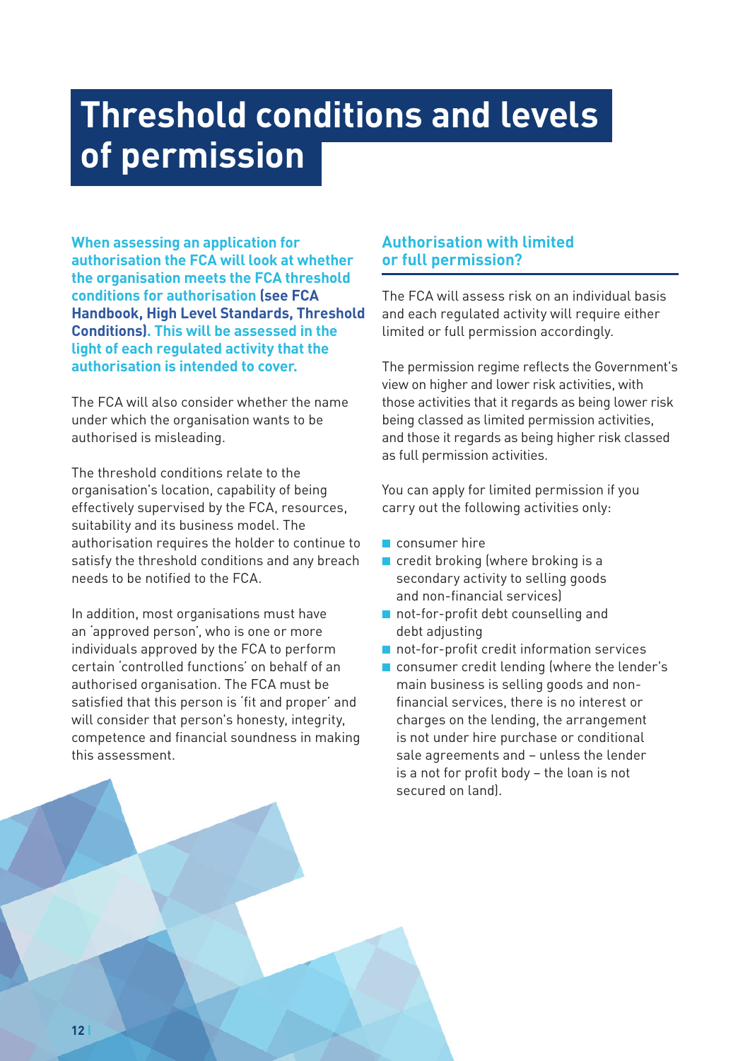# Threshold conditions and levels of permission

**When assessing an application for authorisation the FCA will look at whether the organisation meets the FCA threshold conditions for authorisation (see FCA Handbook, High Level Standards, Threshold Conditions). This will be assessed in the light of each regulated activity that the authorisation is intended to cover.**

The FCA will also consider whether the name under which the organisation wants to be authorised is misleading.

The threshold conditions relate to the organisation's location, capability of being effectively supervised by the FCA, resources, suitability and its business model. The authorisation requires the holder to continue to satisfy the threshold conditions and any breach needs to be notified to the FCA.

In addition, most organisations must have an 'approved person', who is one or more individuals approved by the FCA to perform certain 'controlled functions' on behalf of an authorised organisation. The FCA must be satisfied that this person is 'fit and proper' and will consider that person's honesty, integrity, competence and financial soundness in making this assessment.

## Authorisation with limited or full permission?

The FCA will assess risk on an individual basis and each regulated activity will require either limited or full permission accordingly.

The permission regime reflects the Government's view on higher and lower risk activities, with those activities that it regards as being lower risk being classed as limited permission activities, and those it regards as being higher risk classed as full permission activities.

You can apply for limited permission if you carry out the following activities only:

- consumer hire
- credit broking (where broking is a secondary activity to selling goods and non-financial services)
- not-for-profit debt counselling and debt adjusting
- not-for-profit credit information services
- consumer credit lending (where the lender's main business is selling goods and non-financial services, there is no interest or charges on the lending, the arrangement is not under hire purchase or conditional sale agreements and – unless the lender is a not for profit body – the loan is not secured on land).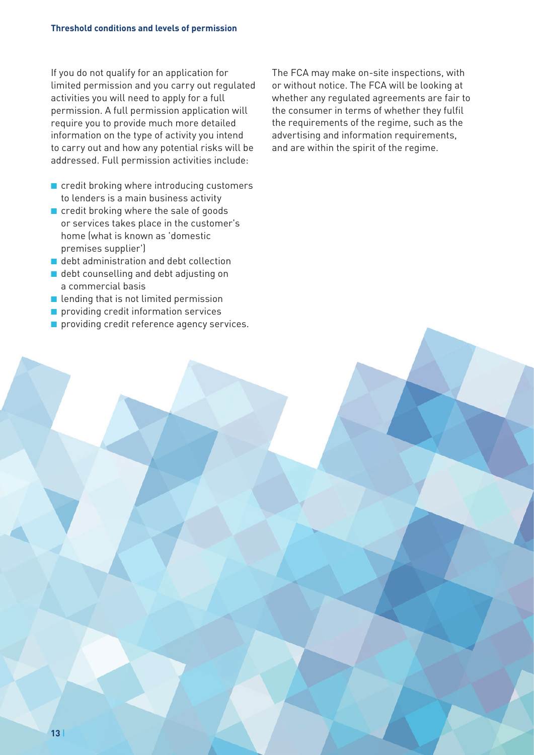If you do not qualify for an application for limited permission and you carry out regulated activities you will need to apply for a full permission. A full permission application will require you to provide much more detailed information on the type of activity you intend to carry out and how any potential risks will be addressed. Full permission activities include:

- credit broking where introducing customers to lenders is a main business activity
- credit broking where the sale of goods or services takes place in the customer's home (what is known as 'domestic premises supplier')
- debt administration and debt collection
- debt counselling and debt adjusting on a commercial basis
- lending that is not limited permission
- providing credit information services
- providing credit reference agency services.

The FCA may make on-site inspections, with or without notice. The FCA will be looking at whether any regulated agreements are fair to the consumer in terms of whether they fulfil the requirements of the regime, such as the advertising and information requirements, and are within the spirit of the regime.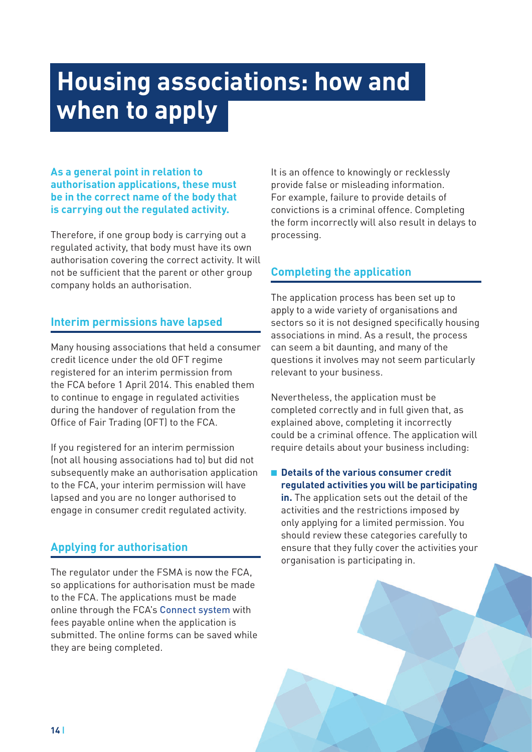# Housing associations: how and when to apply

**As a general point in relation to authorisation applications, these must be in the correct name of the body that is carrying out the regulated activity.**

Therefore, if one group body is carrying out a regulated activity, that body must have its own authorisation covering the correct activity. It will not be sufficient that the parent or other group company holds an authorisation.

## Interim permissions have lapsed

Many housing associations that held a consumer credit licence under the old OFT regime registered for an interim permission from the FCA before 1 April 2014. This enabled them to continue to engage in regulated activities during the handover of regulation from the Office of Fair Trading (OFT) to the FCA.

If you registered for an interim permission (not all housing associations had to) but did not subsequently make an authorisation application to the FCA, your interim permission will have lapsed and you are no longer authorised to engage in consumer credit regulated activity.

## Applying for authorisation

The regulator under the FSMA is now the FCA, so applications for authorisation must be made to the FCA. The applications must be made online through the FCA's Connect system with fees payable online when the application is submitted. The online forms can be saved while they are being completed.

It is an offence to knowingly or recklessly provide false or misleading information. For example, failure to provide details of convictions is a criminal offence. Completing the form incorrectly will also result in delays to processing.

## Completing the application

The application process has been set up to apply to a wide variety of organisations and sectors so it is not designed specifically housing associations in mind. As a result, the process can seem a bit daunting, and many of the questions it involves may not seem particularly relevant to your business.

Nevertheless, the application must be completed correctly and in full given that, as explained above, completing it incorrectly could be a criminal offence. The application will require details about your business including:

- **Details of the various consumer credit regulated activities you will be participating in.** The application sets out the detail of the activities and the restrictions imposed by only applying for a limited permission. You should review these categories carefully to ensure that they fully cover the activities your organisation is participating in.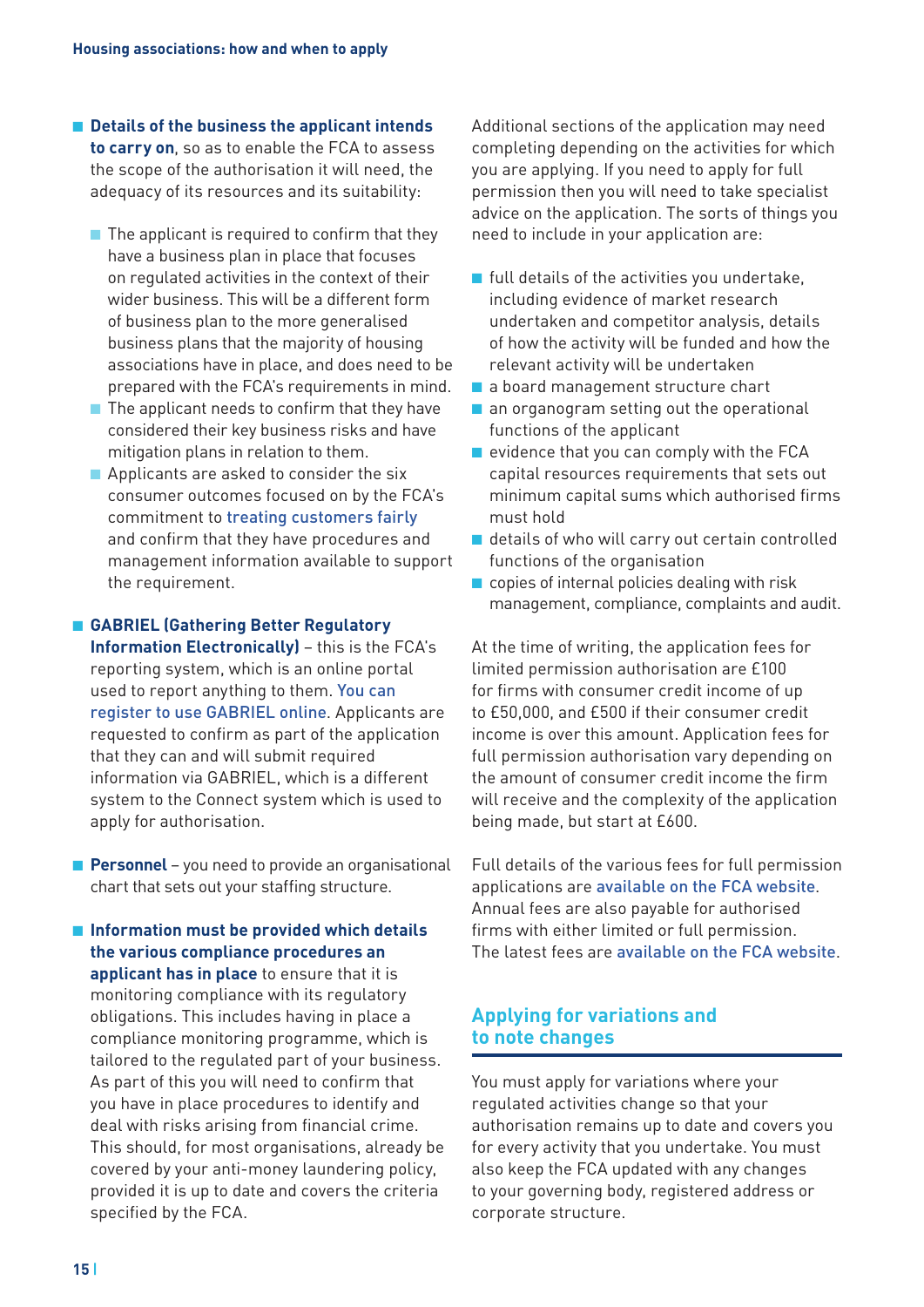- **Details of the business the applicant intends to carry on**, so as to enable the FCA to assess the scope of the authorisation it will need, the adequacy of its resources and its suitability:
  - The applicant is required to confirm that they have a business plan in place that focuses on regulated activities in the context of their wider business. This will be a different form of business plan to the more generalised business plans that the majority of housing associations have in place, and does need to be prepared with the FCA's requirements in mind.
  - The applicant needs to confirm that they have considered their key business risks and have mitigation plans in relation to them.
  - Applicants are asked to consider the six consumer outcomes focused on by the FCA's commitment to treating customers fairly and confirm that they have procedures and management information available to support the requirement.

- **GABRIEL (Gathering Better Regulatory Information Electronically)** – this is the FCA's reporting system, which is an online portal used to report anything to them. You can register to use GABRIEL online. Applicants are requested to confirm as part of the application that they can and will submit required information via GABRIEL, which is a different system to the Connect system which is used to apply for authorisation.

- **Personnel** – you need to provide an organisational chart that sets out your staffing structure.

- **Information must be provided which details the various compliance procedures an applicant has in place** to ensure that it is monitoring compliance with its regulatory obligations. This includes having in place a compliance monitoring programme, which is tailored to the regulated part of your business. As part of this you will need to confirm that you have in place procedures to identify and deal with risks arising from financial crime. This should, for most organisations, already be covered by your anti-money laundering policy, provided it is up to date and covers the criteria specified by the FCA.

Additional sections of the application may need completing depending on the activities for which you are applying. If you need to apply for full permission then you will need to take specialist advice on the application. The sorts of things you need to include in your application are:

- full details of the activities you undertake, including evidence of market research undertaken and competitor analysis, details of how the activity will be funded and how the relevant activity will be undertaken
- a board management structure chart
- an organogram setting out the operational functions of the applicant
- evidence that you can comply with the FCA capital resources requirements that sets out minimum capital sums which authorised firms must hold
- details of who will carry out certain controlled functions of the organisation
- copies of internal policies dealing with risk management, compliance, complaints and audit.

At the time of writing, the application fees for limited permission authorisation are £100 for firms with consumer credit income of up to £50,000, and £500 if their consumer credit income is over this amount. Application fees for full permission authorisation vary depending on the amount of consumer credit income the firm will receive and the complexity of the application being made, but start at £600.

Full details of the various fees for full permission applications are available on the FCA website. Annual fees are also payable for authorised firms with either limited or full permission. The latest fees are available on the FCA website.

## Applying for variations and to note changes

You must apply for variations where your regulated activities change so that your authorisation remains up to date and covers you for every activity that you undertake. You must also keep the FCA updated with any changes to your governing body, registered address or corporate structure.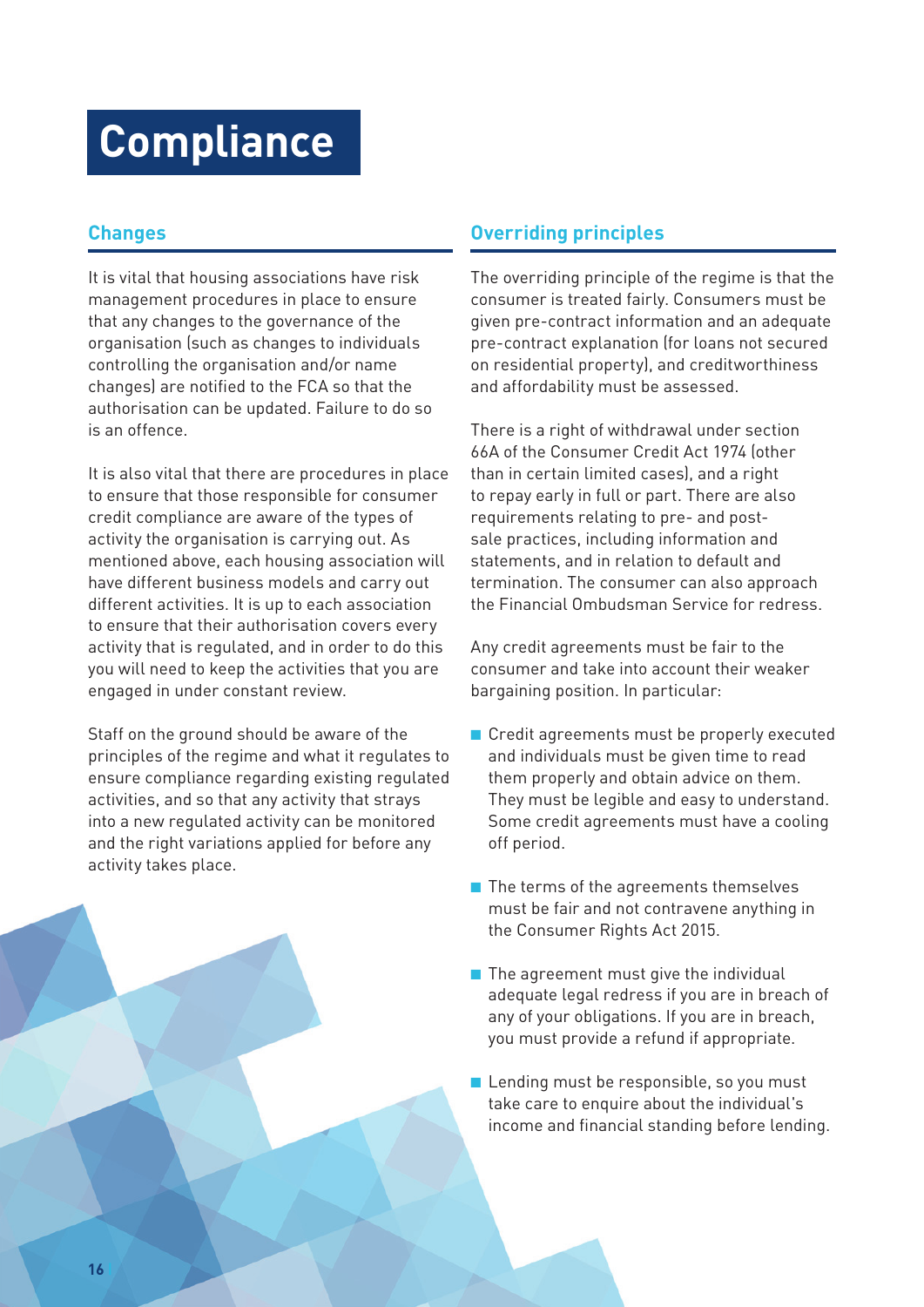# Compliance

## Changes

It is vital that housing associations have risk management procedures in place to ensure that any changes to the governance of the organisation (such as changes to individuals controlling the organisation and/or name changes) are notified to the FCA so that the authorisation can be updated. Failure to do so is an offence.

It is also vital that there are procedures in place to ensure that those responsible for consumer credit compliance are aware of the types of activity the organisation is carrying out. As mentioned above, each housing association will have different business models and carry out different activities. It is up to each association to ensure that their authorisation covers every activity that is regulated, and in order to do this you will need to keep the activities that you are engaged in under constant review.

Staff on the ground should be aware of the principles of the regime and what it regulates to ensure compliance regarding existing regulated activities, and so that any activity that strays into a new regulated activity can be monitored and the right variations applied for before any activity takes place.

## Overriding principles

The overriding principle of the regime is that the consumer is treated fairly. Consumers must be given pre-contract information and an adequate pre-contract explanation (for loans not secured on residential property), and creditworthiness and affordability must be assessed.

There is a right of withdrawal under section 66A of the Consumer Credit Act 1974 (other than in certain limited cases), and a right to repay early in full or part. There are also requirements relating to pre- and post-sale practices, including information and statements, and in relation to default and termination. The consumer can also approach the Financial Ombudsman Service for redress.

Any credit agreements must be fair to the consumer and take into account their weaker bargaining position. In particular:

- Credit agreements must be properly executed and individuals must be given time to read them properly and obtain advice on them. They must be legible and easy to understand. Some credit agreements must have a cooling off period.
- The terms of the agreements themselves must be fair and not contravene anything in the Consumer Rights Act 2015.
- The agreement must give the individual adequate legal redress if you are in breach of any of your obligations. If you are in breach, you must provide a refund if appropriate.
- Lending must be responsible, so you must take care to enquire about the individual's income and financial standing before lending.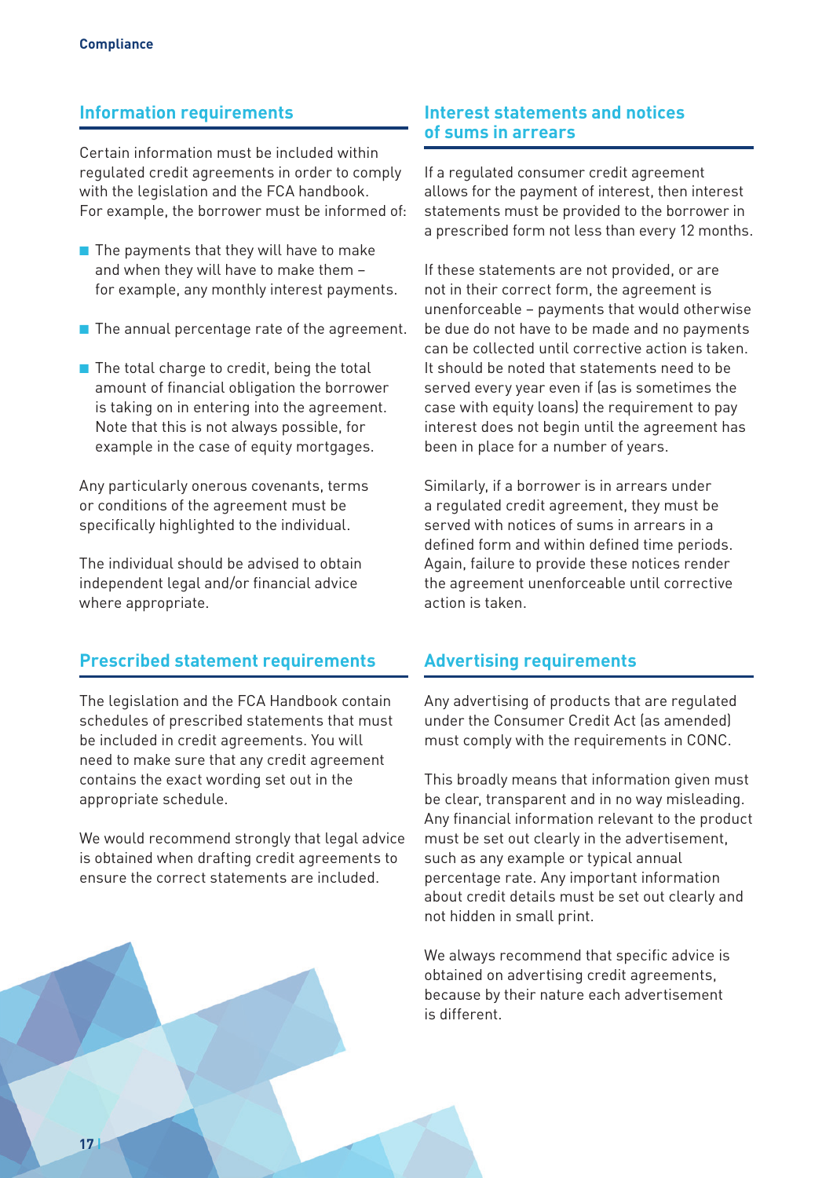## Information requirements

Certain information must be included within regulated credit agreements in order to comply with the legislation and the FCA handbook. For example, the borrower must be informed of:

- The payments that they will have to make and when they will have to make them – for example, any monthly interest payments.
- The annual percentage rate of the agreement.
- The total charge to credit, being the total amount of financial obligation the borrower is taking on in entering into the agreement. Note that this is not always possible, for example in the case of equity mortgages.

Any particularly onerous covenants, terms or conditions of the agreement must be specifically highlighted to the individual.

The individual should be advised to obtain independent legal and/or financial advice where appropriate.

## Prescribed statement requirements

The legislation and the FCA Handbook contain schedules of prescribed statements that must be included in credit agreements. You will need to make sure that any credit agreement contains the exact wording set out in the appropriate schedule.

We would recommend strongly that legal advice is obtained when drafting credit agreements to ensure the correct statements are included.

## Interest statements and notices of sums in arrears

If a regulated consumer credit agreement allows for the payment of interest, then interest statements must be provided to the borrower in a prescribed form not less than every 12 months.

If these statements are not provided, or are not in their correct form, the agreement is unenforceable – payments that would otherwise be due do not have to be made and no payments can be collected until corrective action is taken. It should be noted that statements need to be served every year even if (as is sometimes the case with equity loans) the requirement to pay interest does not begin until the agreement has been in place for a number of years.

Similarly, if a borrower is in arrears under a regulated credit agreement, they must be served with notices of sums in arrears in a defined form and within defined time periods. Again, failure to provide these notices render the agreement unenforceable until corrective action is taken.

## Advertising requirements

Any advertising of products that are regulated under the Consumer Credit Act (as amended) must comply with the requirements in CONC.

This broadly means that information given must be clear, transparent and in no way misleading. Any financial information relevant to the product must be set out clearly in the advertisement, such as any example or typical annual percentage rate. Any important information about credit details must be set out clearly and not hidden in small print.

We always recommend that specific advice is obtained on advertising credit agreements, because by their nature each advertisement is different.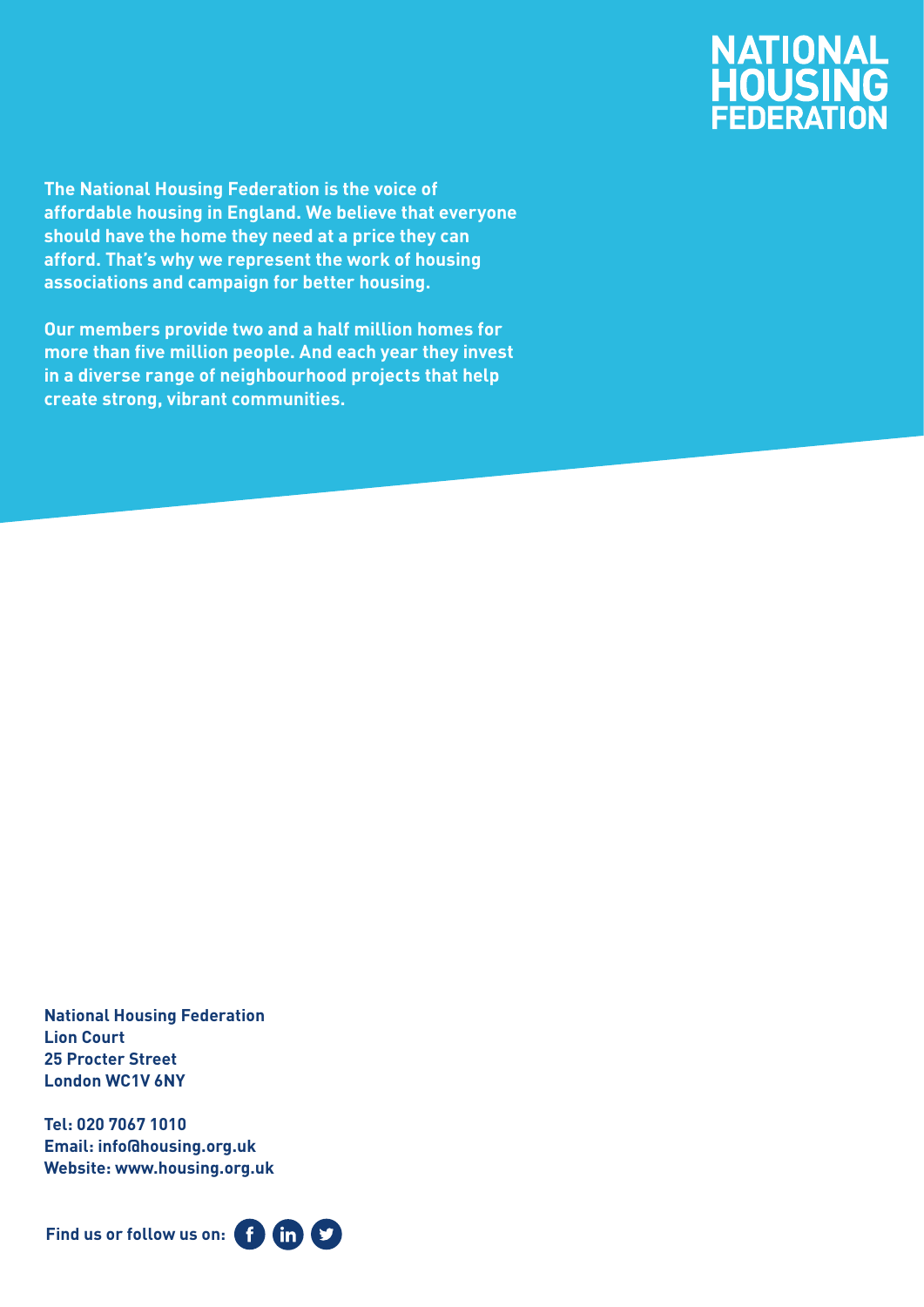# NATIONAL HOUSING FEDERATION

**The National Housing Federation is the voice of affordable housing in England. We believe that everyone should have the home they need at a price they can afford. That's why we represent the work of housing associations and campaign for better housing.**

**Our members provide two and a half million homes for more than five million people. And each year they invest in a diverse range of neighbourhood projects that help create strong, vibrant communities.**

**National Housing Federation**
**Lion Court**
**25 Procter Street**
**London WC1V 6NY**

**Tel: 020 7067 1010**
**Email: info@housing.org.uk**
**Website: www.housing.org.uk**

**Find us or follow us on:**